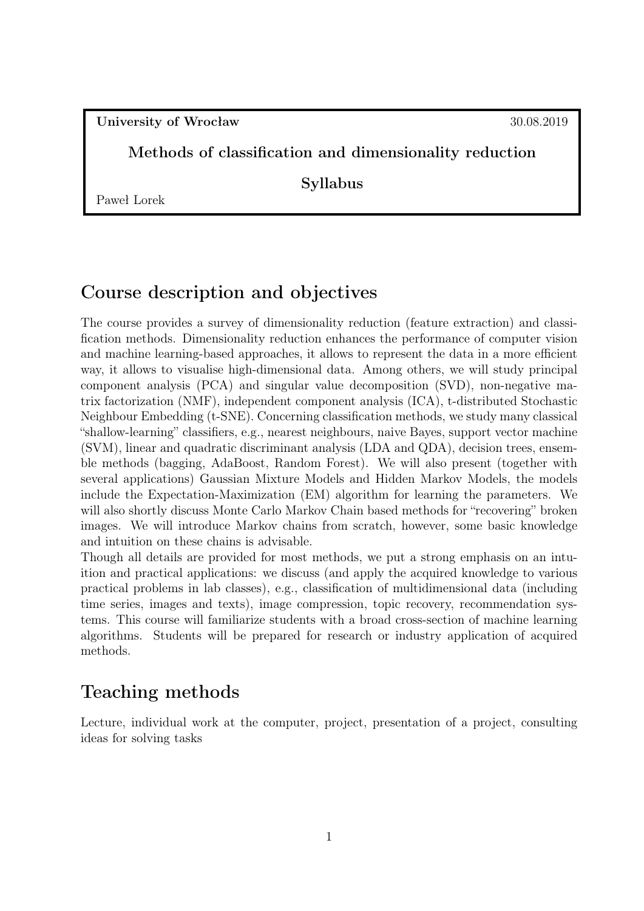**University of Wrocław** 30.08.2019

**Methods of classification and dimensionality reduction**

**Syllabus**

Paweł Lorek

## Course description and objectives

The course provides a survey of dimensionality reduction (feature extraction) and classification methods. Dimensionality reduction enhances the performance of computer vision and machine learning-based approaches, it allows to represent the data in a more efficient way, it allows to visualise high-dimensional data. Among others, we will study principal component analysis (PCA) and singular value decomposition (SVD), non-negative matrix factorization (NMF), independent component analysis (ICA), t-distributed Stochastic Neighbour Embedding (t-SNE). Concerning classification methods, we study many classical "shallow-learning" classifiers, e.g., nearest neighbours, naive Bayes, support vector machine (SVM), linear and quadratic discriminant analysis (LDA and QDA), decision trees, ensemble methods (bagging, AdaBoost, Random Forest). We will also present (together with several applications) Gaussian Mixture Models and Hidden Markov Models, the models include the Expectation-Maximization (EM) algorithm for learning the parameters. We will also shortly discuss Monte Carlo Markov Chain based methods for "recovering" broken images. We will introduce Markov chains from scratch, however, some basic knowledge and intuition on these chains is advisable.

Though all details are provided for most methods, we put a strong emphasis on an intuition and practical applications: we discuss (and apply the acquired knowledge to various practical problems in lab classes), e.g., classification of multidimensional data (including time series, images and texts), image compression, topic recovery, recommendation systems. This course will familiarize students with a broad cross-section of machine learning algorithms. Students will be prepared for research or industry application of acquired methods.

## Teaching methods

Lecture, individual work at the computer, project, presentation of a project, consulting ideas for solving tasks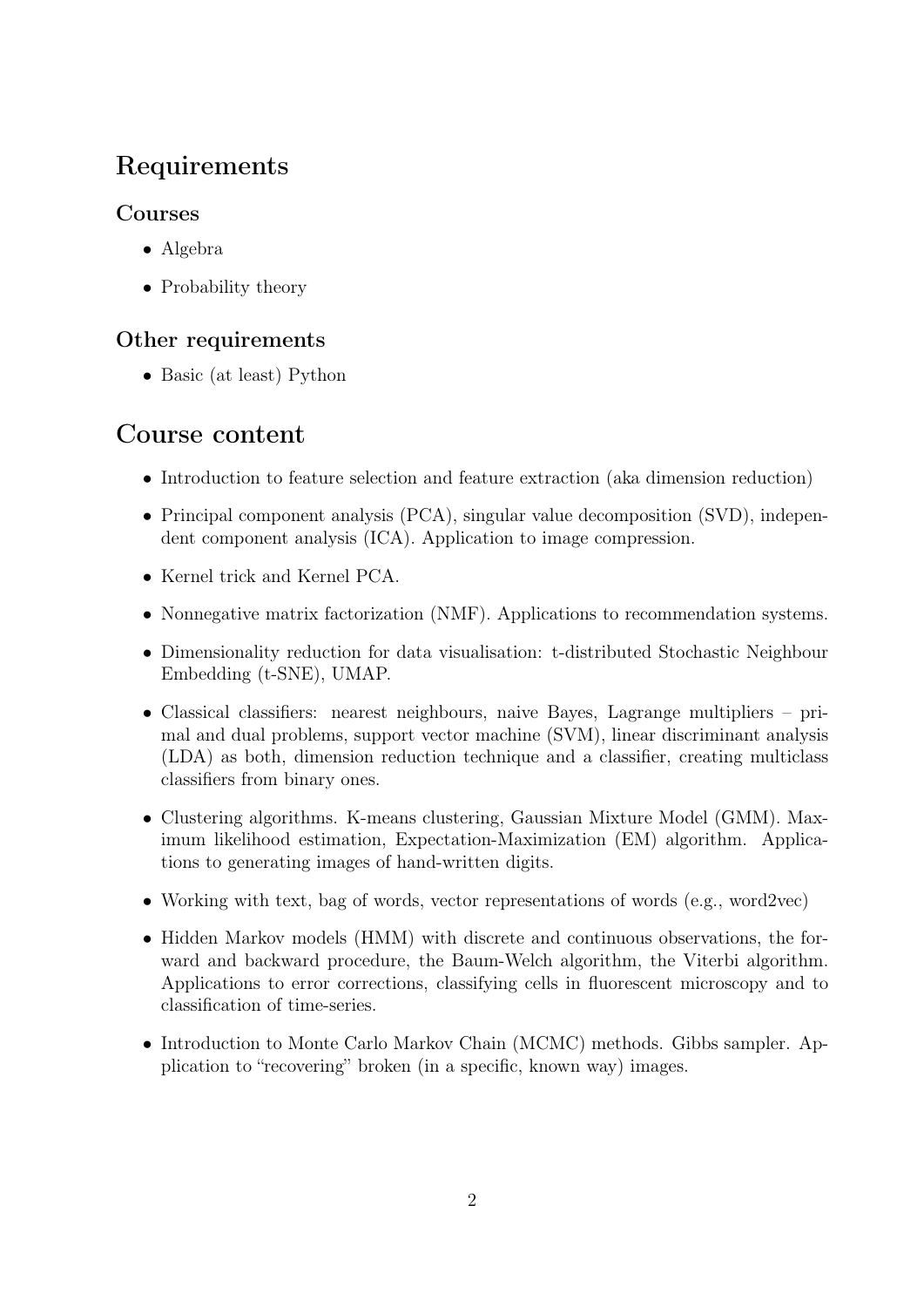## Requirements

### Courses

- Algebra
- Probability theory

### Other requirements

- Basic (at least) Python

## Course content

- Introduction to feature selection and feature extraction (aka dimension reduction)
- Principal component analysis (PCA), singular value decomposition (SVD), independent component analysis (ICA). Application to image compression.
- Kernel trick and Kernel PCA.
- Nonnegative matrix factorization (NMF). Applications to recommendation systems.
- Dimensionality reduction for data visualisation: t-distributed Stochastic Neighbour Embedding (t-SNE), UMAP.
- Classical classifiers: nearest neighbours, naive Bayes, Lagrange multipliers – primal and dual problems, support vector machine (SVM), linear discriminant analysis (LDA) as both, dimension reduction technique and a classifier, creating multiclass classifiers from binary ones.
- Clustering algorithms. K-means clustering, Gaussian Mixture Model (GMM). Maximum likelihood estimation, Expectation-Maximization (EM) algorithm. Applications to generating images of hand-written digits.
- Working with text, bag of words, vector representations of words (e.g., word2vec)
- Hidden Markov models (HMM) with discrete and continuous observations, the forward and backward procedure, the Baum-Welch algorithm, the Viterbi algorithm. Applications to error corrections, classifying cells in fluorescent microscopy and to classification of time-series.
- Introduction to Monte Carlo Markov Chain (MCMC) methods. Gibbs sampler. Application to "recovering" broken (in a specific, known way) images.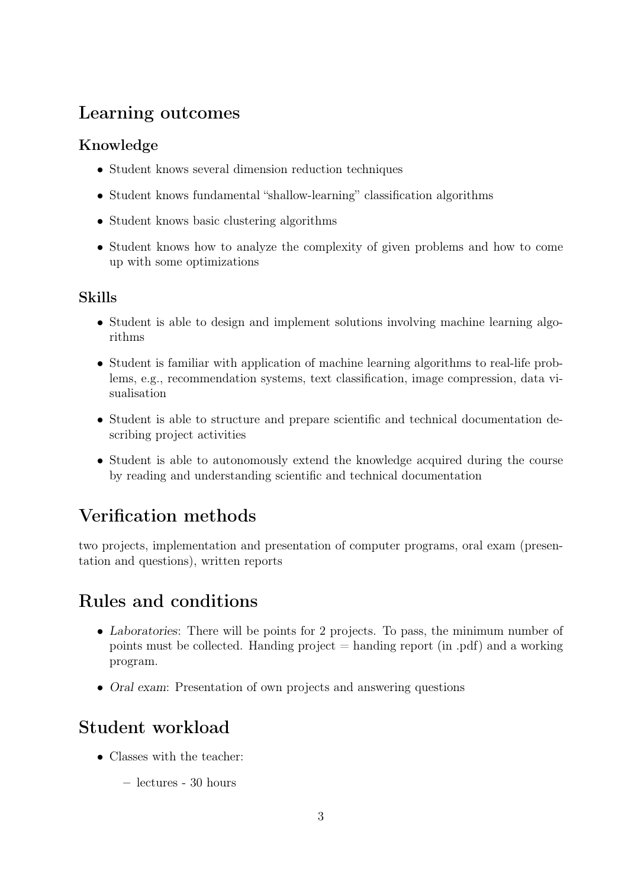## Learning outcomes

### Knowledge

- Student knows several dimension reduction techniques
- Student knows fundamental "shallow-learning" classification algorithms
- Student knows basic clustering algorithms
- Student knows how to analyze the complexity of given problems and how to come up with some optimizations

### Skills

- Student is able to design and implement solutions involving machine learning algorithms
- Student is familiar with application of machine learning algorithms to real-life problems, e.g., recommendation systems, text classification, image compression, data visualisation
- Student is able to structure and prepare scientific and technical documentation describing project activities
- Student is able to autonomously extend the knowledge acquired during the course by reading and understanding scientific and technical documentation

## Verification methods

two projects, implementation and presentation of computer programs, oral exam (presentation and questions), written reports

## Rules and conditions

- *Laboratories*: There will be points for 2 projects. To pass, the minimum number of points must be collected. Handing project = handing report (in .pdf) and a working program.
- *Oral exam*: Presentation of own projects and answering questions

## Student workload

- Classes with the teacher:
  - lectures - 30 hours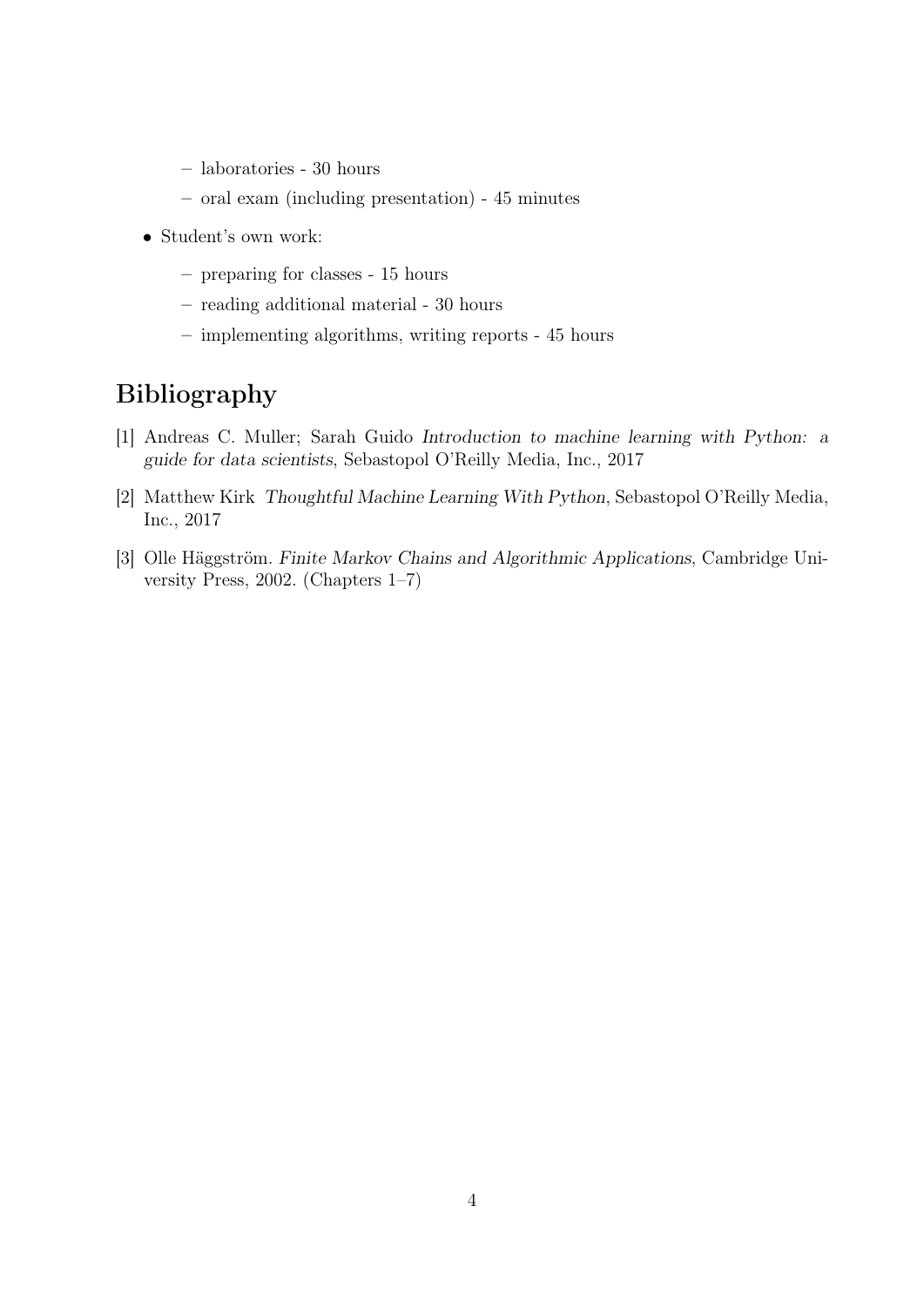- laboratories - 30 hours
  - oral exam (including presentation) - 45 minutes

- Student's own work:
  - preparing for classes - 15 hours
  - reading additional material - 30 hours
  - implementing algorithms, writing reports - 45 hours

## Bibliography

[1] Andreas C. Muller; Sarah Guido *Introduction to machine learning with Python: a guide for data scientists*, Sebastopol O'Reilly Media, Inc., 2017

[2] Matthew Kirk *Thoughtful Machine Learning With Python*, Sebastopol O'Reilly Media, Inc., 2017

[3] Olle Häggström. *Finite Markov Chains and Algorithmic Applications*, Cambridge University Press, 2002. (Chapters 1–7)